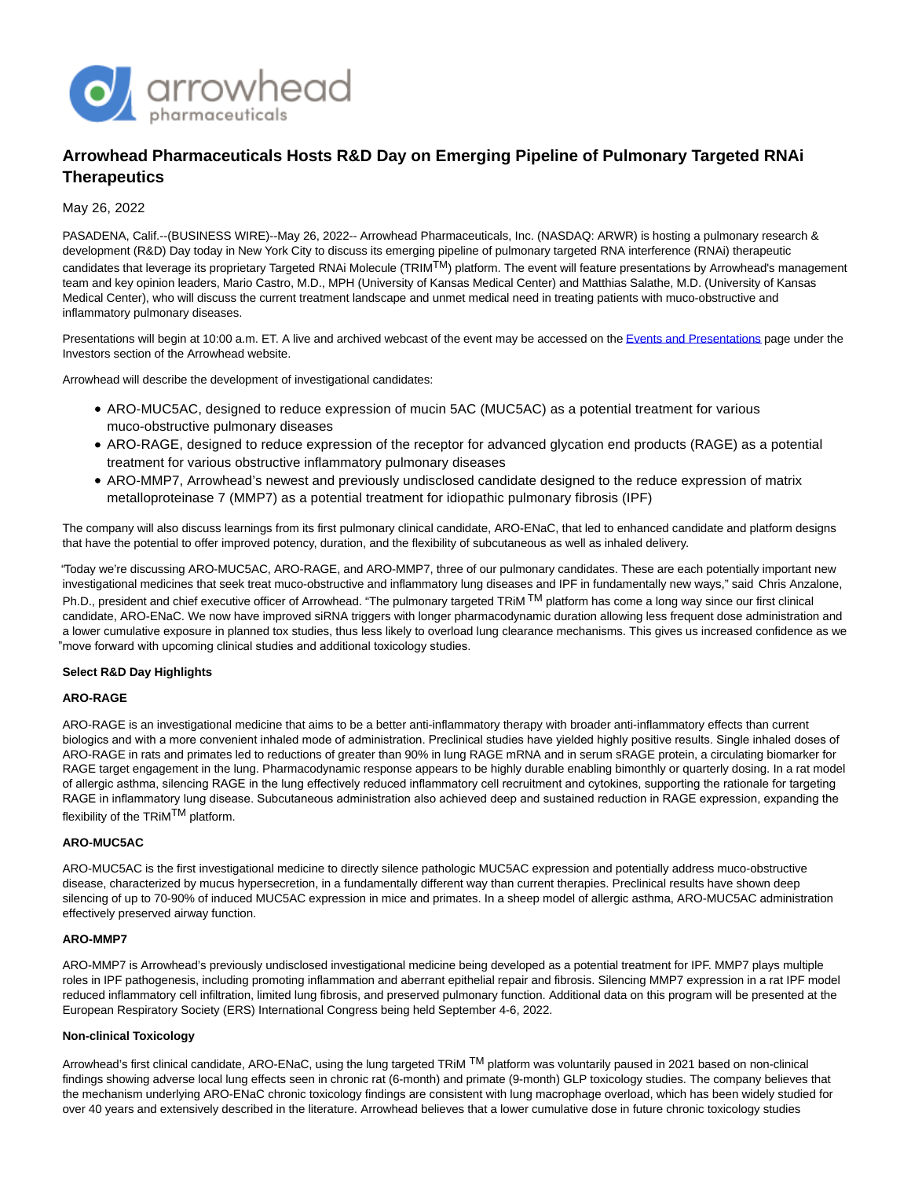# Arrowhead Pharmaceuticals Hosts R&D Day on Emerging Pipeline of Pulmonary Targeted RNAi Therapeutics

May 26, 2022

PASADENA, Calif.--(BUSINESS WIRE)--May 26, 2022-- Arrowhead Pharmaceuticals, Inc. (NASDAQ: ARWR) is hosting a pulmonary research & development (R&D) Day today in New York City to discuss its emerging pipeline of pulmonary targeted RNA interference (RNAi) therapeutic candidates that leverage its proprietary Targeted RNAi Molecule (TRiM™) platform. The event will feature presentations by Arrowhead's management team and key opinion leaders, Mario Castro, M.D., MPH (University of Kansas Medical Center) and Matthias Salathe, M.D. (University of Kansas Medical Center), who will discuss the current treatment landscape and unmet medical need in treating patients with muco-obstructive and inflammatory pulmonary diseases.

Presentations will begin at 10:00 a.m. ET. A live and archived webcast of the event may be accessed on the Events and Presentations page under the Investors section of the Arrowhead website.

Arrowhead will describe the development of investigational candidates:

- ARO-MUC5AC, designed to reduce expression of mucin 5AC (MUC5AC) as a potential treatment for various muco-obstructive pulmonary diseases
- ARO-RAGE, designed to reduce expression of the receptor for advanced glycation end products (RAGE) as a potential treatment for various obstructive inflammatory pulmonary diseases
- ARO-MMP7, Arrowhead's newest and previously undisclosed candidate designed to the reduce expression of matrix metalloproteinase 7 (MMP7) as a potential treatment for idiopathic pulmonary fibrosis (IPF)

The company will also discuss learnings from its first pulmonary clinical candidate, ARO-ENaC, that led to enhanced candidate and platform designs that have the potential to offer improved potency, duration, and the flexibility of subcutaneous as well as inhaled delivery.

"Today we're discussing ARO-MUC5AC, ARO-RAGE, and ARO-MMP7, three of our pulmonary candidates. These are each potentially important new investigational medicines that seek treat muco-obstructive and inflammatory lung diseases and IPF in fundamentally new ways," said Chris Anzalone, Ph.D., president and chief executive officer of Arrowhead. "The pulmonary targeted TRiM ™ platform has come a long way since our first clinical candidate, ARO-ENaC. We now have improved siRNA triggers with longer pharmacodynamic duration allowing less frequent dose administration and a lower cumulative exposure in planned tox studies, thus less likely to overload lung clearance mechanisms. This gives us increased confidence as we move forward with upcoming clinical studies and additional toxicology studies."

**Select R&D Day Highlights**

**ARO-RAGE**

ARO-RAGE is an investigational medicine that aims to be a better anti-inflammatory therapy with broader anti-inflammatory effects than current biologics and with a more convenient inhaled mode of administration. Preclinical studies have yielded highly positive results. Single inhaled doses of ARO-RAGE in rats and primates led to reductions of greater than 90% in lung RAGE mRNA and in serum sRAGE protein, a circulating biomarker for RAGE target engagement in the lung. Pharmacodynamic response appears to be highly durable enabling bimonthly or quarterly dosing. In a rat model of allergic asthma, silencing RAGE in the lung effectively reduced inflammatory cell recruitment and cytokines, supporting the rationale for targeting RAGE in inflammatory lung disease. Subcutaneous administration also achieved deep and sustained reduction in RAGE expression, expanding the flexibility of the TRiM™ platform.

**ARO-MUC5AC**

ARO-MUC5AC is the first investigational medicine to directly silence pathologic MUC5AC expression and potentially address muco-obstructive disease, characterized by mucus hypersecretion, in a fundamentally different way than current therapies. Preclinical results have shown deep silencing of up to 70-90% of induced MUC5AC expression in mice and primates. In a sheep model of allergic asthma, ARO-MUC5AC administration effectively preserved airway function.

**ARO-MMP7**

ARO-MMP7 is Arrowhead's previously undisclosed investigational medicine being developed as a potential treatment for IPF. MMP7 plays multiple roles in IPF pathogenesis, including promoting inflammation and aberrant epithelial repair and fibrosis. Silencing MMP7 expression in a rat IPF model reduced inflammatory cell infiltration, limited lung fibrosis, and preserved pulmonary function. Additional data on this program will be presented at the European Respiratory Society (ERS) International Congress being held September 4-6, 2022.

**Non-clinical Toxicology**

Arrowhead's first clinical candidate, ARO-ENaC, using the lung targeted TRiM ™ platform was voluntarily paused in 2021 based on non-clinical findings showing adverse local lung effects seen in chronic rat (6-month) and primate (9-month) GLP toxicology studies. The company believes that the mechanism underlying ARO-ENaC chronic toxicology findings are consistent with lung macrophage overload, which has been widely studied for over 40 years and extensively described in the literature. Arrowhead believes that a lower cumulative dose in future chronic toxicology studies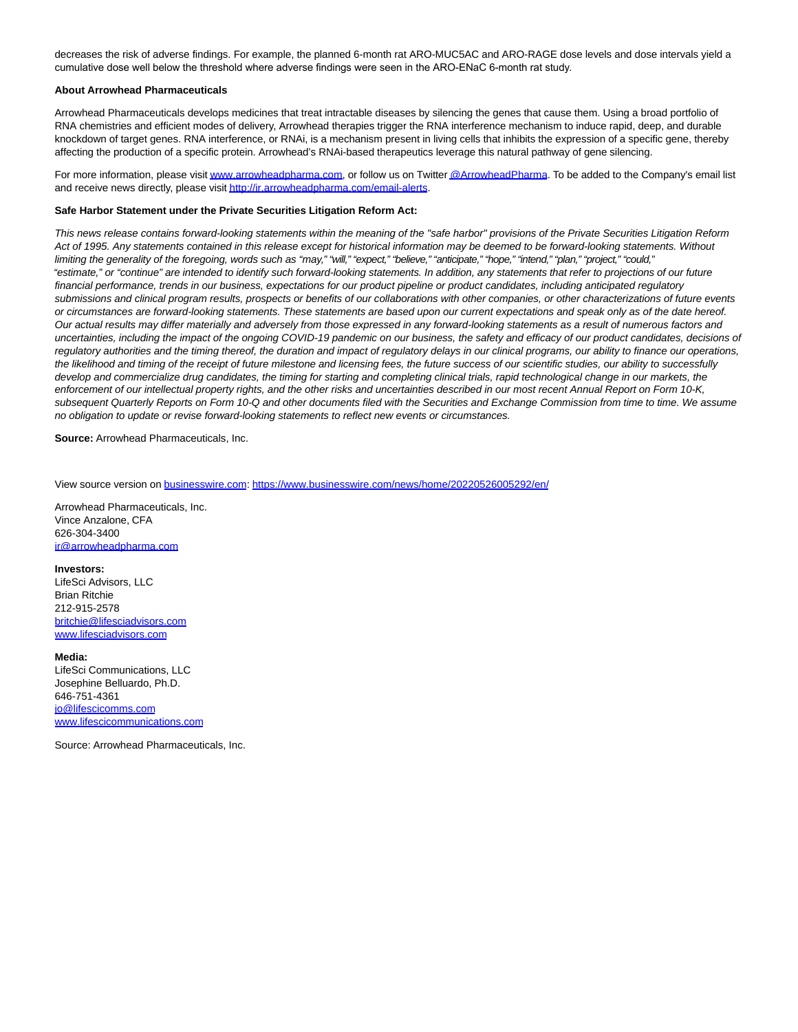decreases the risk of adverse findings. For example, the planned 6-month rat ARO-MUC5AC and ARO-RAGE dose levels and dose intervals yield a cumulative dose well below the threshold where adverse findings were seen in the ARO-ENaC 6-month rat study.

**About Arrowhead Pharmaceuticals**

Arrowhead Pharmaceuticals develops medicines that treat intractable diseases by silencing the genes that cause them. Using a broad portfolio of RNA chemistries and efficient modes of delivery, Arrowhead therapies trigger the RNA interference mechanism to induce rapid, deep, and durable knockdown of target genes. RNA interference, or RNAi, is a mechanism present in living cells that inhibits the expression of a specific gene, thereby affecting the production of a specific protein. Arrowhead's RNAi-based therapeutics leverage this natural pathway of gene silencing.

For more information, please visit www.arrowheadpharma.com, or follow us on Twitter @ArrowheadPharma. To be added to the Company's email list and receive news directly, please visit http://ir.arrowheadpharma.com/email-alerts.

**Safe Harbor Statement under the Private Securities Litigation Reform Act:**

*This news release contains forward-looking statements within the meaning of the "safe harbor" provisions of the Private Securities Litigation Reform Act of 1995. Any statements contained in this release except for historical information may be deemed to be forward-looking statements. Without limiting the generality of the foregoing, words such as "may," "will," "expect," "believe," "anticipate," "hope," "intend," "plan," "project," "could," "estimate," or "continue" are intended to identify such forward-looking statements. In addition, any statements that refer to projections of our future financial performance, trends in our business, expectations for our product pipeline or product candidates, including anticipated regulatory submissions and clinical program results, prospects or benefits of our collaborations with other companies, or other characterizations of future events or circumstances are forward-looking statements. These statements are based upon our current expectations and speak only as of the date hereof. Our actual results may differ materially and adversely from those expressed in any forward-looking statements as a result of numerous factors and uncertainties, including the impact of the ongoing COVID-19 pandemic on our business, the safety and efficacy of our product candidates, decisions of regulatory authorities and the timing thereof, the duration and impact of regulatory delays in our clinical programs, our ability to finance our operations, the likelihood and timing of the receipt of future milestone and licensing fees, the future success of our scientific studies, our ability to successfully develop and commercialize drug candidates, the timing for starting and completing clinical trials, rapid technological change in our markets, the enforcement of our intellectual property rights, and the other risks and uncertainties described in our most recent Annual Report on Form 10-K, subsequent Quarterly Reports on Form 10-Q and other documents filed with the Securities and Exchange Commission from time to time. We assume no obligation to update or revise forward-looking statements to reflect new events or circumstances.*

**Source:** Arrowhead Pharmaceuticals, Inc.

View source version on businesswire.com: https://www.businesswire.com/news/home/20220526005292/en/

Arrowhead Pharmaceuticals, Inc.
Vince Anzalone, CFA
626-304-3400
ir@arrowheadpharma.com

**Investors:**
LifeSci Advisors, LLC
Brian Ritchie
212-915-2578
britchie@lifesciadvisors.com
www.lifesciadvisors.com

**Media:**
LifeSci Communications, LLC
Josephine Belluardo, Ph.D.
646-751-4361
jo@lifescicomms.com
www.lifescicommunications.com

Source: Arrowhead Pharmaceuticals, Inc.